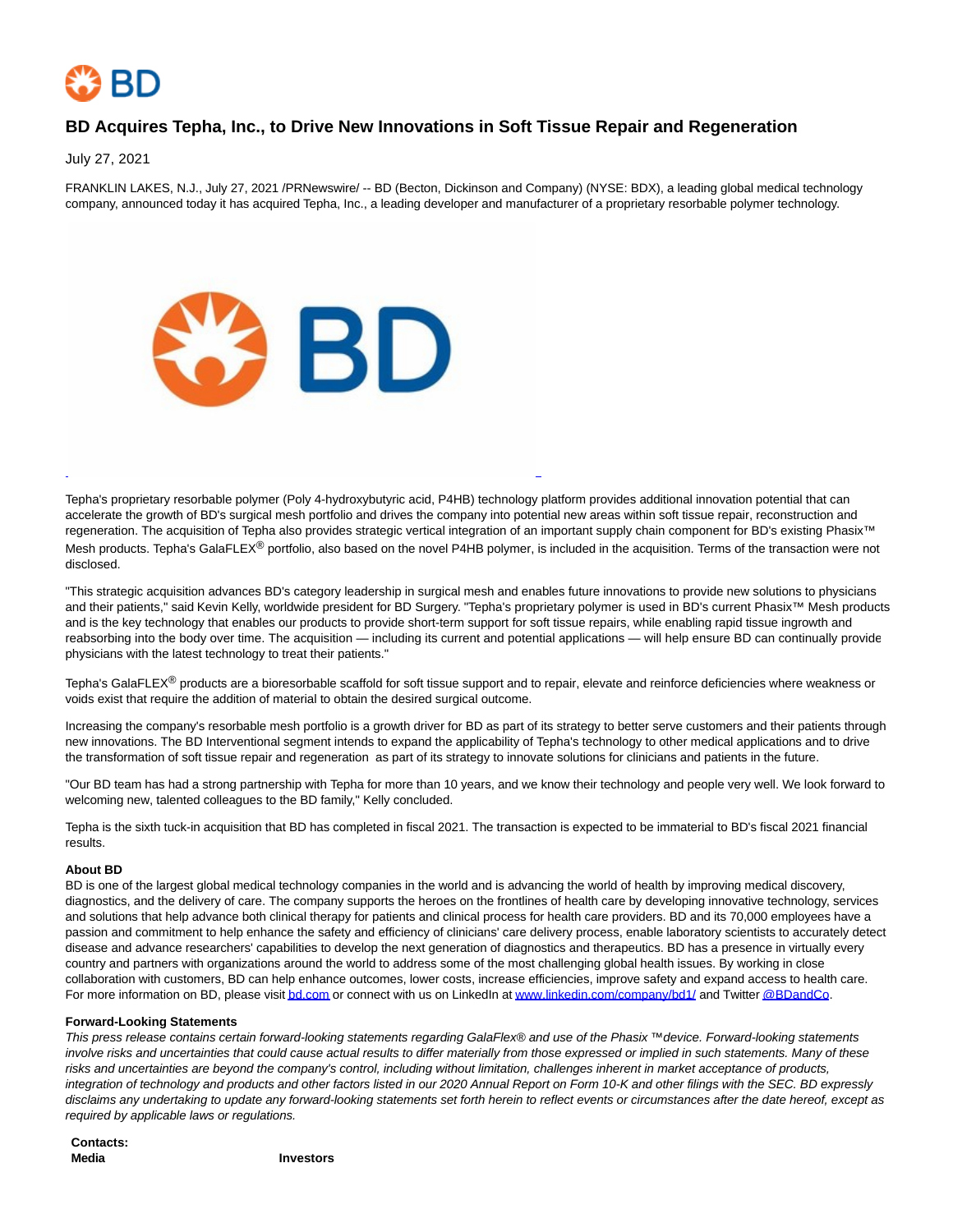# BD Acquires Tepha, Inc., to Drive New Innovations in Soft Tissue Repair and Regeneration

July 27, 2021

FRANKLIN LAKES, N.J., July 27, 2021 /PRNewswire/ -- BD (Becton, Dickinson and Company) (NYSE: BDX), a leading global medical technology company, announced today it has acquired Tepha, Inc., a leading developer and manufacturer of a proprietary resorbable polymer technology.

Tepha's proprietary resorbable polymer (Poly 4-hydroxybutyric acid, P4HB) technology platform provides additional innovation potential that can accelerate the growth of BD's surgical mesh portfolio and drives the company into potential new areas within soft tissue repair, reconstruction and regeneration. The acquisition of Tepha also provides strategic vertical integration of an important supply chain component for BD's existing Phasix™ Mesh products. Tepha's GalaFLEX® portfolio, also based on the novel P4HB polymer, is included in the acquisition. Terms of the transaction were not disclosed.

"This strategic acquisition advances BD's category leadership in surgical mesh and enables future innovations to provide new solutions to physicians and their patients," said Kevin Kelly, worldwide president for BD Surgery. "Tepha's proprietary polymer is used in BD's current Phasix™ Mesh products and is the key technology that enables our products to provide short-term support for soft tissue repairs, while enabling rapid tissue ingrowth and reabsorbing into the body over time. The acquisition — including its current and potential applications — will help ensure BD can continually provide physicians with the latest technology to treat their patients."

Tepha's GalaFLEX® products are a bioresorbable scaffold for soft tissue support and to repair, elevate and reinforce deficiencies where weakness or voids exist that require the addition of material to obtain the desired surgical outcome.

Increasing the company's resorbable mesh portfolio is a growth driver for BD as part of its strategy to better serve customers and their patients through new innovations. The BD Interventional segment intends to expand the applicability of Tepha's technology to other medical applications and to drive the transformation of soft tissue repair and regeneration as part of its strategy to innovate solutions for clinicians and patients in the future.

"Our BD team has had a strong partnership with Tepha for more than 10 years, and we know their technology and people very well. We look forward to welcoming new, talented colleagues to the BD family," Kelly concluded.

Tepha is the sixth tuck-in acquisition that BD has completed in fiscal 2021. The transaction is expected to be immaterial to BD's fiscal 2021 financial results.

**About BD**

BD is one of the largest global medical technology companies in the world and is advancing the world of health by improving medical discovery, diagnostics, and the delivery of care. The company supports the heroes on the frontlines of health care by developing innovative technology, services and solutions that help advance both clinical therapy for patients and clinical process for health care providers. BD and its 70,000 employees have a passion and commitment to help enhance the safety and efficiency of clinicians' care delivery process, enable laboratory scientists to accurately detect disease and advance researchers' capabilities to develop the next generation of diagnostics and therapeutics. BD has a presence in virtually every country and partners with organizations around the world to address some of the most challenging global health issues. By working in close collaboration with customers, BD can help enhance outcomes, lower costs, increase efficiencies, improve safety and expand access to health care. For more information on BD, please visit bd.com or connect with us on LinkedIn at www.linkedin.com/company/bd1/ and Twitter @BDandCo.

**Forward-Looking Statements**

*This press release contains certain forward-looking statements regarding GalaFlex® and use of the Phasix ™device. Forward-looking statements involve risks and uncertainties that could cause actual results to differ materially from those expressed or implied in such statements. Many of these risks and uncertainties are beyond the company's control, including without limitation, challenges inherent in market acceptance of products, integration of technology and products and other factors listed in our 2020 Annual Report on Form 10-K and other filings with the SEC. BD expressly disclaims any undertaking to update any forward-looking statements set forth herein to reflect events or circumstances after the date hereof, except as required by applicable laws or regulations.*

**Contacts:**

| **Media** | **Investors** |
| --- | --- |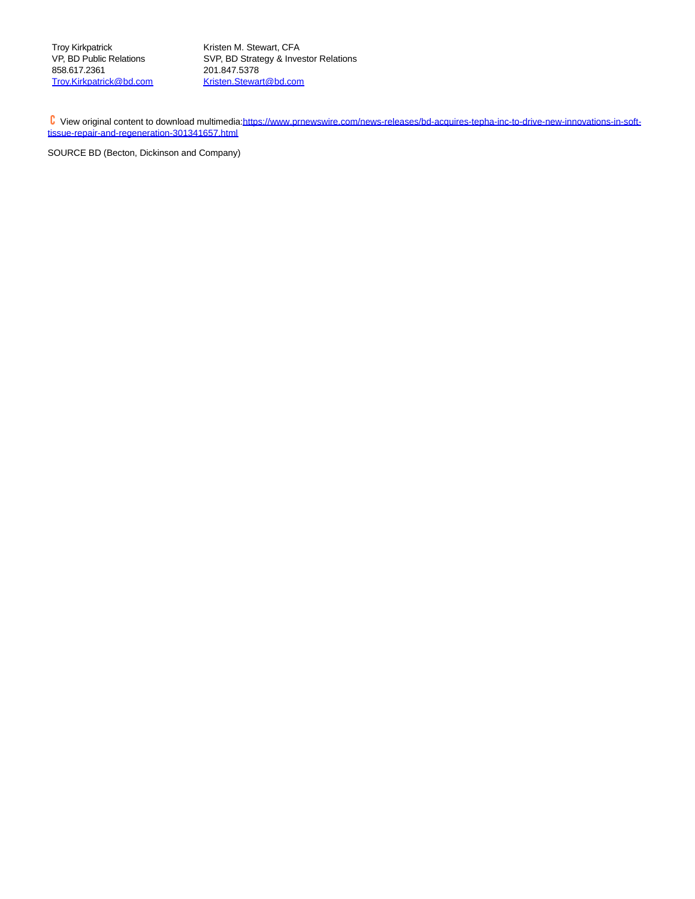| | |
|---|---|
| Troy Kirkpatrick | Kristen M. Stewart, CFA |
| VP, BD Public Relations | SVP, BD Strategy & Investor Relations |
| 858.617.2361 | 201.847.5378 |
| Troy.Kirkpatrick@bd.com | Kristen.Stewart@bd.com |

View original content to download multimedia:https://www.prnewswire.com/news-releases/bd-acquires-tepha-inc-to-drive-new-innovations-in-soft-tissue-repair-and-regeneration-301341657.html

SOURCE BD (Becton, Dickinson and Company)